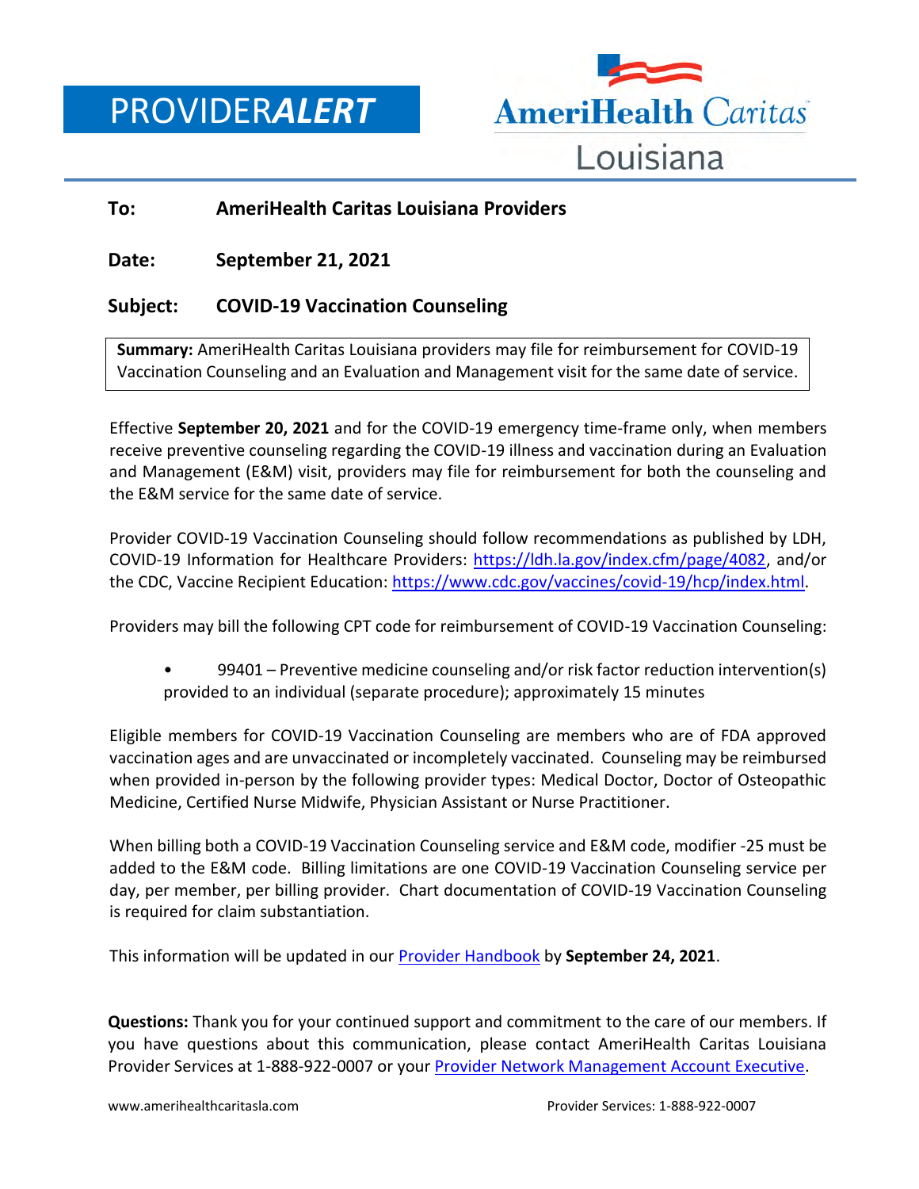# PROVIDER*ALERT*

AmeriHealth Caritas Louisiana

**To:** **AmeriHealth Caritas Louisiana Providers**

**Date:** **September 21, 2021**

**Subject:** **COVID-19 Vaccination Counseling**

**Summary:** AmeriHealth Caritas Louisiana providers may file for reimbursement for COVID-19 Vaccination Counseling and an Evaluation and Management visit for the same date of service.

Effective **September 20, 2021** and for the COVID-19 emergency time-frame only, when members receive preventive counseling regarding the COVID-19 illness and vaccination during an Evaluation and Management (E&M) visit, providers may file for reimbursement for both the counseling and the E&M service for the same date of service.

Provider COVID-19 Vaccination Counseling should follow recommendations as published by LDH, COVID-19 Information for Healthcare Providers: [https://ldh.la.gov/index.cfm/page/4082](https://ldh.la.gov/index.cfm/page/4082), and/or the CDC, Vaccine Recipient Education: [https://www.cdc.gov/vaccines/covid-19/hcp/index.html](https://www.cdc.gov/vaccines/covid-19/hcp/index.html).

Providers may bill the following CPT code for reimbursement of COVID-19 Vaccination Counseling:

- 99401 – Preventive medicine counseling and/or risk factor reduction intervention(s) provided to an individual (separate procedure); approximately 15 minutes

Eligible members for COVID-19 Vaccination Counseling are members who are of FDA approved vaccination ages and are unvaccinated or incompletely vaccinated. Counseling may be reimbursed when provided in-person by the following provider types: Medical Doctor, Doctor of Osteopathic Medicine, Certified Nurse Midwife, Physician Assistant or Nurse Practitioner.

When billing both a COVID-19 Vaccination Counseling service and E&M code, modifier -25 must be added to the E&M code. Billing limitations are one COVID-19 Vaccination Counseling service per day, per member, per billing provider. Chart documentation of COVID-19 Vaccination Counseling is required for claim substantiation.

This information will be updated in our Provider Handbook by **September 24, 2021**.

**Questions:** Thank you for your continued support and commitment to the care of our members. If you have questions about this communication, please contact AmeriHealth Caritas Louisiana Provider Services at 1-888-922-0007 or your Provider Network Management Account Executive.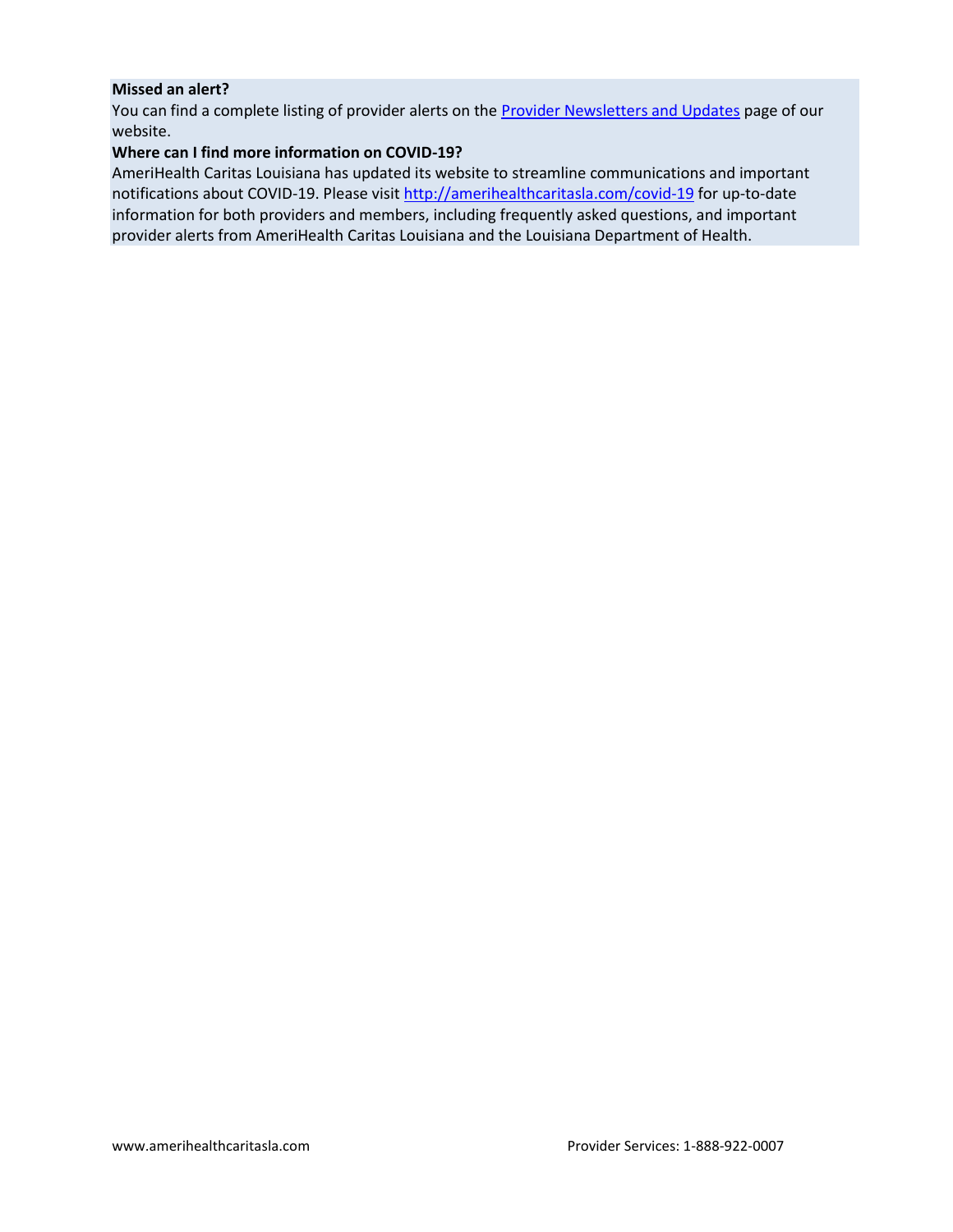**Missed an alert?**

You can find a complete listing of provider alerts on the [Provider Newsletters and Updates](Provider Newsletters and Updates) page of our website.

**Where can I find more information on COVID-19?**

AmeriHealth Caritas Louisiana has updated its website to streamline communications and important notifications about COVID-19. Please visit [http://amerihealthcaritasla.com/covid-19](http://amerihealthcaritasla.com/covid-19) for up-to-date information for both providers and members, including frequently asked questions, and important provider alerts from AmeriHealth Caritas Louisiana and the Louisiana Department of Health.

www.amerihealthcaritasla.com Provider Services: 1-888-922-0007